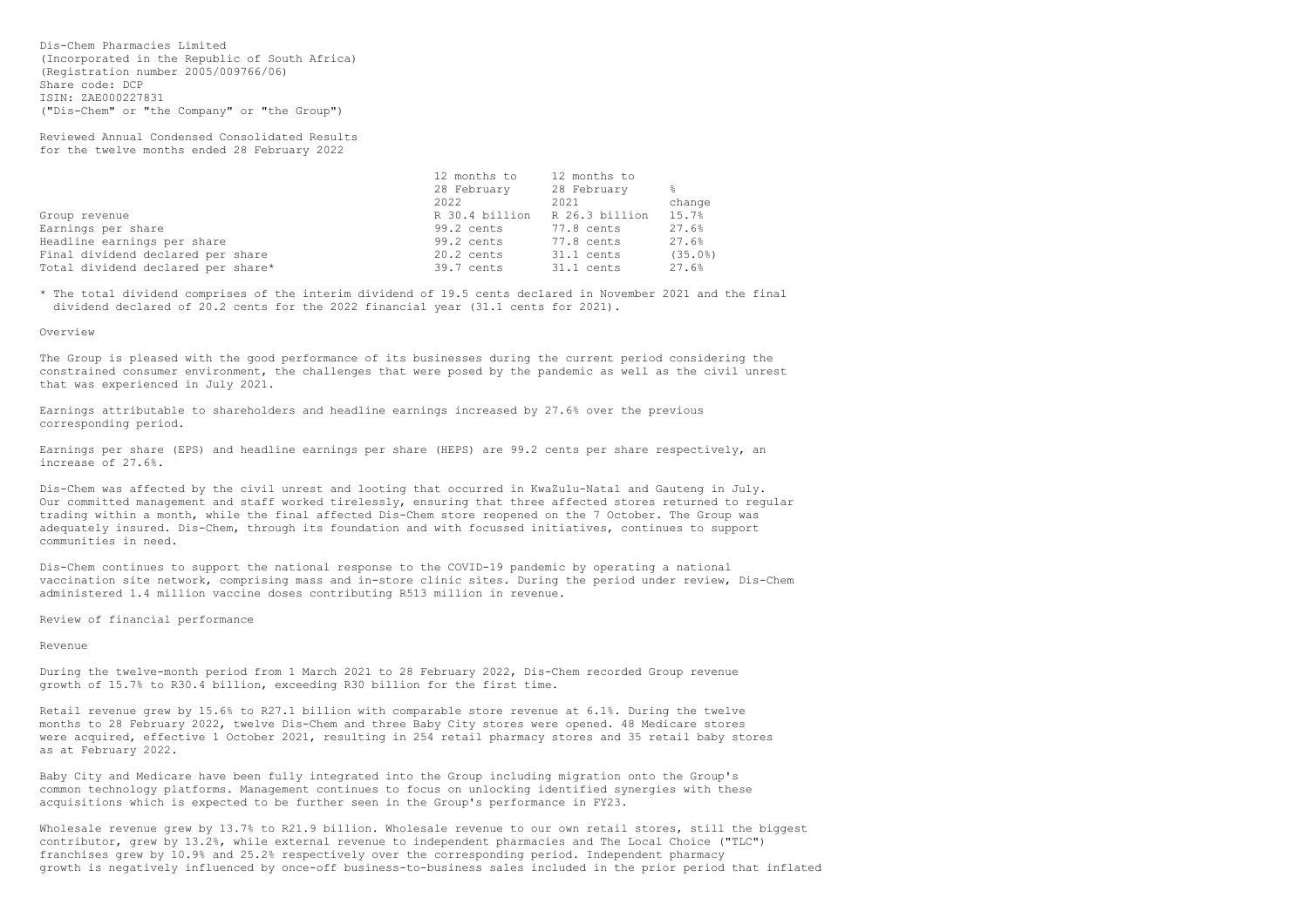Dis-Chem Pharmacies Limited
(Incorporated in the Republic of South Africa)
(Registration number 2005/009766/06)
Share code: DCP
ISIN: ZAE000227831
("Dis-Chem" or "the Company" or "the Group")

Reviewed Annual Condensed Consolidated Results
for the twelve months ended 28 February 2022

| | 12 months to 28 February 2022 | 12 months to 28 February 2021 | % change |
|---|---|---|---|
| Group revenue | R 30.4 billion | R 26.3 billion | 15.7% |
| Earnings per share | 99.2 cents | 77.8 cents | 27.6% |
| Headline earnings per share | 99.2 cents | 77.8 cents | 27.6% |
| Final dividend declared per share | 20.2 cents | 31.1 cents | (35.0%) |
| Total dividend declared per share* | 39.7 cents | 31.1 cents | 27.6% |

* The total dividend comprises of the interim dividend of 19.5 cents declared in November 2021 and the final dividend declared of 20.2 cents for the 2022 financial year (31.1 cents for 2021).

Overview

The Group is pleased with the good performance of its businesses during the current period considering the constrained consumer environment, the challenges that were posed by the pandemic as well as the civil unrest that was experienced in July 2021.

Earnings attributable to shareholders and headline earnings increased by 27.6% over the previous corresponding period.

Earnings per share (EPS) and headline earnings per share (HEPS) are 99.2 cents per share respectively, an increase of 27.6%.

Dis-Chem was affected by the civil unrest and looting that occurred in KwaZulu-Natal and Gauteng in July. Our committed management and staff worked tirelessly, ensuring that three affected stores returned to regular trading within a month, while the final affected Dis-Chem store reopened on the 7 October. The Group was adequately insured. Dis-Chem, through its foundation and with focussed initiatives, continues to support communities in need.

Dis-Chem continues to support the national response to the COVID-19 pandemic by operating a national vaccination site network, comprising mass and in-store clinic sites. During the period under review, Dis-Chem administered 1.4 million vaccine doses contributing R513 million in revenue.

Review of financial performance

Revenue

During the twelve-month period from 1 March 2021 to 28 February 2022, Dis-Chem recorded Group revenue growth of 15.7% to R30.4 billion, exceeding R30 billion for the first time.

Retail revenue grew by 15.6% to R27.1 billion with comparable store revenue at 6.1%. During the twelve months to 28 February 2022, twelve Dis-Chem and three Baby City stores were opened. 48 Medicare stores were acquired, effective 1 October 2021, resulting in 254 retail pharmacy stores and 35 retail baby stores as at February 2022.

Baby City and Medicare have been fully integrated into the Group including migration onto the Group's common technology platforms. Management continues to focus on unlocking identified synergies with these acquisitions which is expected to be further seen in the Group's performance in FY23.

Wholesale revenue grew by 13.7% to R21.9 billion. Wholesale revenue to our own retail stores, still the biggest contributor, grew by 13.2%, while external revenue to independent pharmacies and The Local Choice ("TLC") franchises grew by 10.9% and 25.2% respectively over the corresponding period. Independent pharmacy growth is negatively influenced by once-off business-to-business sales included in the prior period that inflated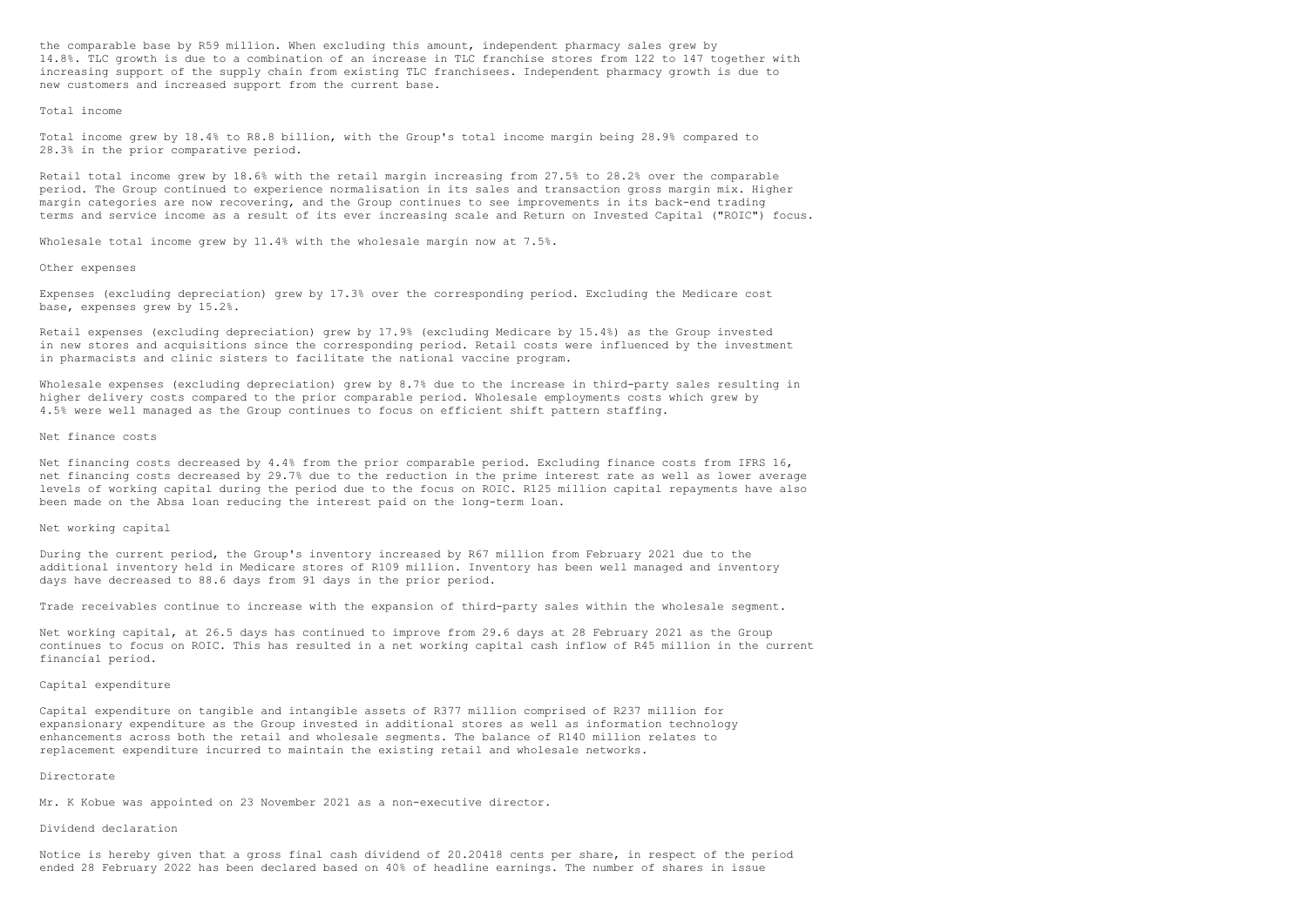the comparable base by R59 million. When excluding this amount, independent pharmacy sales grew by 14.8%. TLC growth is due to a combination of an increase in TLC franchise stores from 122 to 147 together with increasing support of the supply chain from existing TLC franchisees. Independent pharmacy growth is due to new customers and increased support from the current base.

## Total income

Total income grew by 18.4% to R8.8 billion, with the Group's total income margin being 28.9% compared to 28.3% in the prior comparative period.

Retail total income grew by 18.6% with the retail margin increasing from 27.5% to 28.2% over the comparable period. The Group continued to experience normalisation in its sales and transaction gross margin mix. Higher margin categories are now recovering, and the Group continues to see improvements in its back-end trading terms and service income as a result of its ever increasing scale and Return on Invested Capital ("ROIC") focus.

Wholesale total income grew by 11.4% with the wholesale margin now at 7.5%.

## Other expenses

Expenses (excluding depreciation) grew by 17.3% over the corresponding period. Excluding the Medicare cost base, expenses grew by 15.2%.

Retail expenses (excluding depreciation) grew by 17.9% (excluding Medicare by 15.4%) as the Group invested in new stores and acquisitions since the corresponding period. Retail costs were influenced by the investment in pharmacists and clinic sisters to facilitate the national vaccine program.

Wholesale expenses (excluding depreciation) grew by 8.7% due to the increase in third-party sales resulting in higher delivery costs compared to the prior comparable period. Wholesale employments costs which grew by 4.5% were well managed as the Group continues to focus on efficient shift pattern staffing.

## Net finance costs

Net financing costs decreased by 4.4% from the prior comparable period. Excluding finance costs from IFRS 16, net financing costs decreased by 29.7% due to the reduction in the prime interest rate as well as lower average levels of working capital during the period due to the focus on ROIC. R125 million capital repayments have also been made on the Absa loan reducing the interest paid on the long-term loan.

## Net working capital

During the current period, the Group's inventory increased by R67 million from February 2021 due to the additional inventory held in Medicare stores of R109 million. Inventory has been well managed and inventory days have decreased to 88.6 days from 91 days in the prior period.

Trade receivables continue to increase with the expansion of third-party sales within the wholesale segment.

Net working capital, at 26.5 days has continued to improve from 29.6 days at 28 February 2021 as the Group continues to focus on ROIC. This has resulted in a net working capital cash inflow of R45 million in the current financial period.

## Capital expenditure

Capital expenditure on tangible and intangible assets of R377 million comprised of R237 million for expansionary expenditure as the Group invested in additional stores as well as information technology enhancements across both the retail and wholesale segments. The balance of R140 million relates to replacement expenditure incurred to maintain the existing retail and wholesale networks.

## Directorate

Mr. K Kobue was appointed on 23 November 2021 as a non-executive director.

## Dividend declaration

Notice is hereby given that a gross final cash dividend of 20.20418 cents per share, in respect of the period ended 28 February 2022 has been declared based on 40% of headline earnings. The number of shares in issue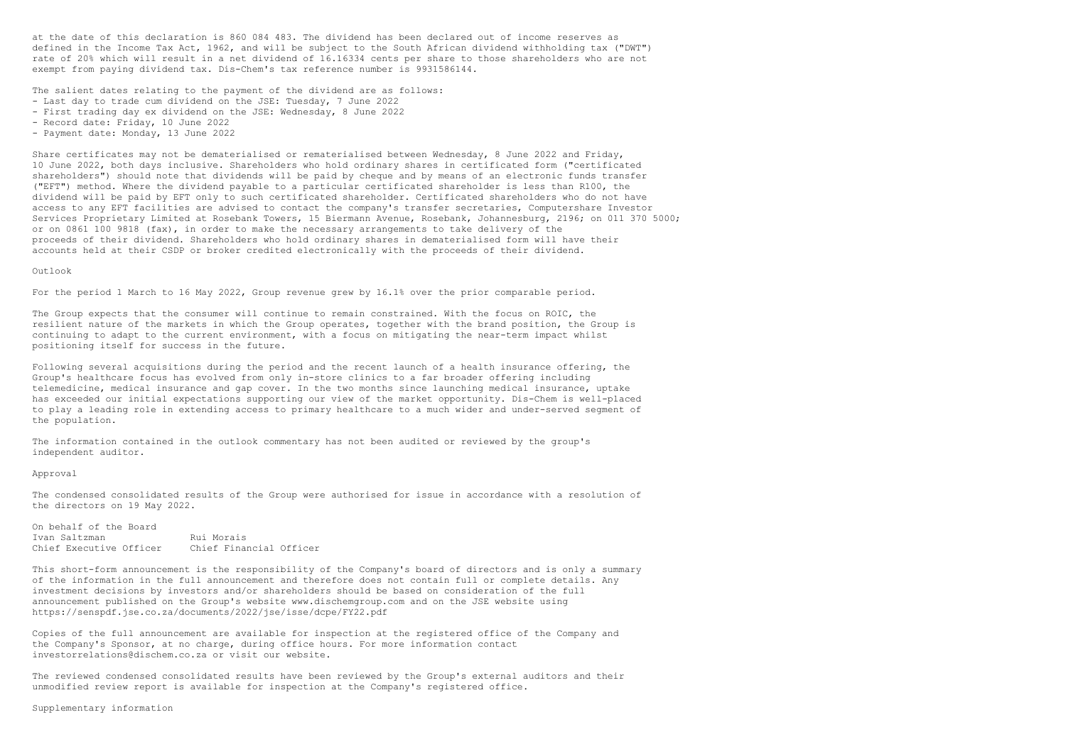at the date of this declaration is 860 084 483. The dividend has been declared out of income reserves as defined in the Income Tax Act, 1962, and will be subject to the South African dividend withholding tax ("DWT") rate of 20% which will result in a net dividend of 16.16334 cents per share to those shareholders who are not exempt from paying dividend tax. Dis-Chem's tax reference number is 9931586144.

The salient dates relating to the payment of the dividend are as follows:

- Last day to trade cum dividend on the JSE: Tuesday, 7 June 2022
- First trading day ex dividend on the JSE: Wednesday, 8 June 2022
- Record date: Friday, 10 June 2022
- Payment date: Monday, 13 June 2022

Share certificates may not be dematerialised or rematerialised between Wednesday, 8 June 2022 and Friday, 10 June 2022, both days inclusive. Shareholders who hold ordinary shares in certificated form ("certificated shareholders") should note that dividends will be paid by cheque and by means of an electronic funds transfer ("EFT") method. Where the dividend payable to a particular certificated shareholder is less than R100, the dividend will be paid by EFT only to such certificated shareholder. Certificated shareholders who do not have access to any EFT facilities are advised to contact the company's transfer secretaries, Computershare Investor Services Proprietary Limited at Rosebank Towers, 15 Biermann Avenue, Rosebank, Johannesburg, 2196; on 011 370 5000; or on 0861 100 9818 (fax), in order to make the necessary arrangements to take delivery of the proceeds of their dividend. Shareholders who hold ordinary shares in dematerialised form will have their accounts held at their CSDP or broker credited electronically with the proceeds of their dividend.

## Outlook

For the period 1 March to 16 May 2022, Group revenue grew by 16.1% over the prior comparable period.

The Group expects that the consumer will continue to remain constrained. With the focus on ROIC, the resilient nature of the markets in which the Group operates, together with the brand position, the Group is continuing to adapt to the current environment, with a focus on mitigating the near-term impact whilst positioning itself for success in the future.

Following several acquisitions during the period and the recent launch of a health insurance offering, the Group's healthcare focus has evolved from only in-store clinics to a far broader offering including telemedicine, medical insurance and gap cover. In the two months since launching medical insurance, uptake has exceeded our initial expectations supporting our view of the market opportunity. Dis-Chem is well-placed to play a leading role in extending access to primary healthcare to a much wider and under-served segment of the population.

The information contained in the outlook commentary has not been audited or reviewed by the group's independent auditor.

## Approval

The condensed consolidated results of the Group were authorised for issue in accordance with a resolution of the directors on 19 May 2022.

On behalf of the Board

| Ivan Saltzman | Rui Morais |
|---|---|
| Chief Executive Officer | Chief Financial Officer |

This short-form announcement is the responsibility of the Company's board of directors and is only a summary of the information in the full announcement and therefore does not contain full or complete details. Any investment decisions by investors and/or shareholders should be based on consideration of the full announcement published on the Group's website www.dischemgroup.com and on the JSE website using https://senspdf.jse.co.za/documents/2022/jse/isse/dcpe/FY22.pdf

Copies of the full announcement are available for inspection at the registered office of the Company and the Company's Sponsor, at no charge, during office hours. For more information contact investorrelations@dischem.co.za or visit our website.

The reviewed condensed consolidated results have been reviewed by the Group's external auditors and their unmodified review report is available for inspection at the Company's registered office.

## Supplementary information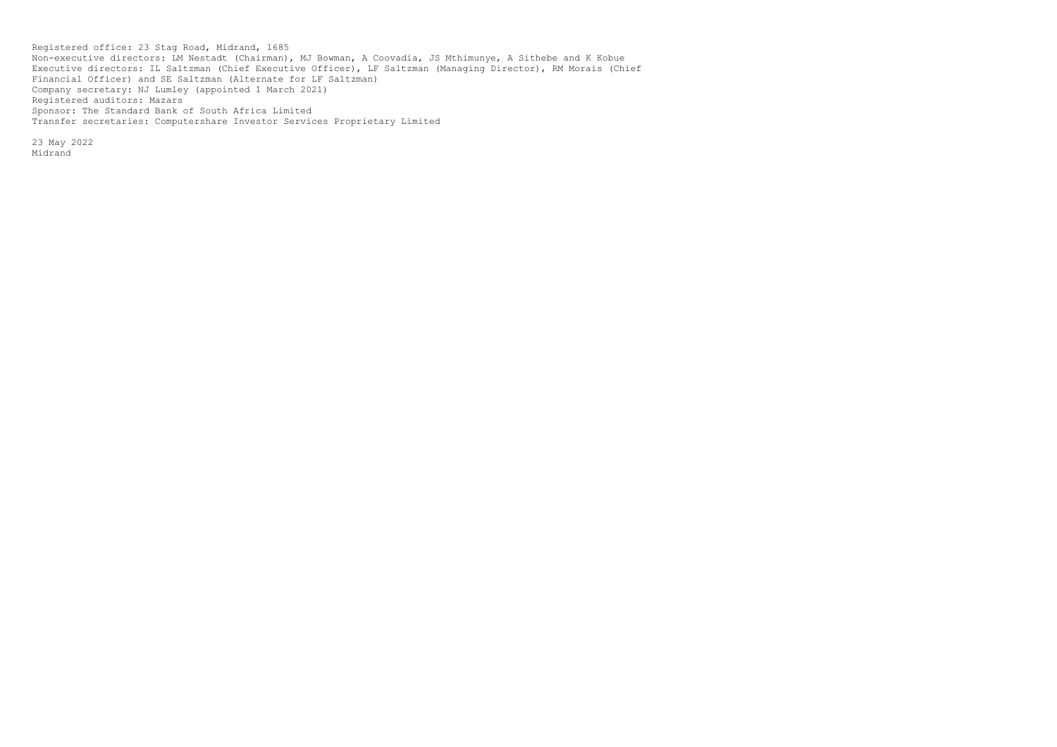Registered office: 23 Stag Road, Midrand, 1685
Non-executive directors: LM Nestadt (Chairman), MJ Bowman, A Coovadia, JS Mthimunye, A Sithebe and K Kobue
Executive directors: IL Saltzman (Chief Executive Officer), LF Saltzman (Managing Director), RM Morais (Chief Financial Officer) and SE Saltzman (Alternate for LF Saltzman)
Company secretary: NJ Lumley (appointed 1 March 2021)
Registered auditors: Mazars
Sponsor: The Standard Bank of South Africa Limited
Transfer secretaries: Computershare Investor Services Proprietary Limited

23 May 2022
Midrand